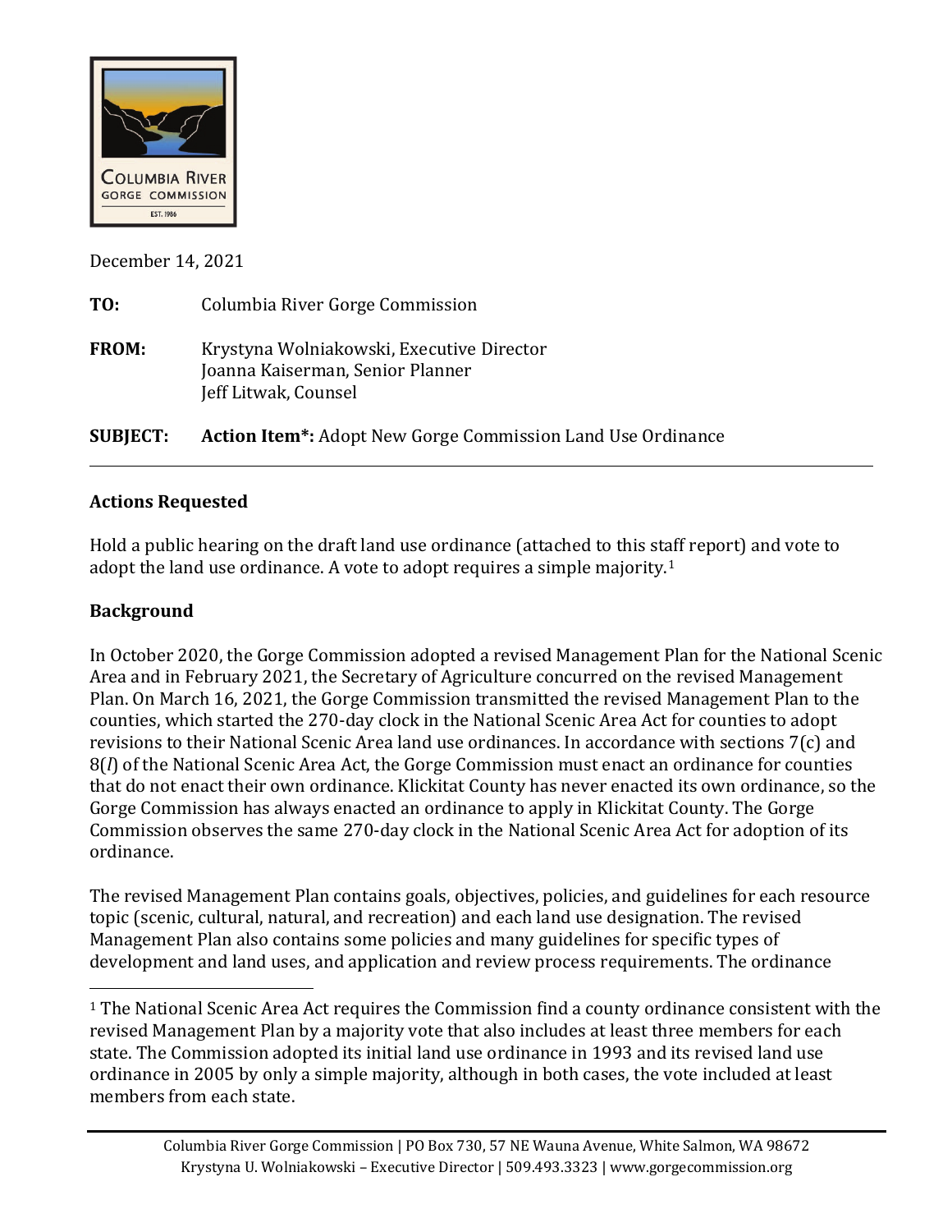December 14, 2021

**TO:** Columbia River Gorge Commission

**FROM:** Krystyna Wolniakowski, Executive Director
Joanna Kaiserman, Senior Planner
Jeff Litwak, Counsel

**SUBJECT:** **Action Item\*:** Adopt New Gorge Commission Land Use Ordinance

---

## Actions Requested

Hold a public hearing on the draft land use ordinance (attached to this staff report) and vote to adopt the land use ordinance. A vote to adopt requires a simple majority.[1]

## Background

In October 2020, the Gorge Commission adopted a revised Management Plan for the National Scenic Area and in February 2021, the Secretary of Agriculture concurred on the revised Management Plan. On March 16, 2021, the Gorge Commission transmitted the revised Management Plan to the counties, which started the 270-day clock in the National Scenic Area Act for counties to adopt revisions to their National Scenic Area land use ordinances. In accordance with sections 7(c) and 8(*l*) of the National Scenic Area Act, the Gorge Commission must enact an ordinance for counties that do not enact their own ordinance. Klickitat County has never enacted its own ordinance, so the Gorge Commission has always enacted an ordinance to apply in Klickitat County. The Gorge Commission observes the same 270-day clock in the National Scenic Area Act for adoption of its ordinance.

The revised Management Plan contains goals, objectives, policies, and guidelines for each resource topic (scenic, cultural, natural, and recreation) and each land use designation. The revised Management Plan also contains some policies and many guidelines for specific types of development and land uses, and application and review process requirements. The ordinance

---

[1] The National Scenic Area Act requires the Commission find a county ordinance consistent with the revised Management Plan by a majority vote that also includes at least three members for each state. The Commission adopted its initial land use ordinance in 1993 and its revised land use ordinance in 2005 by only a simple majority, although in both cases, the vote included at least members from each state.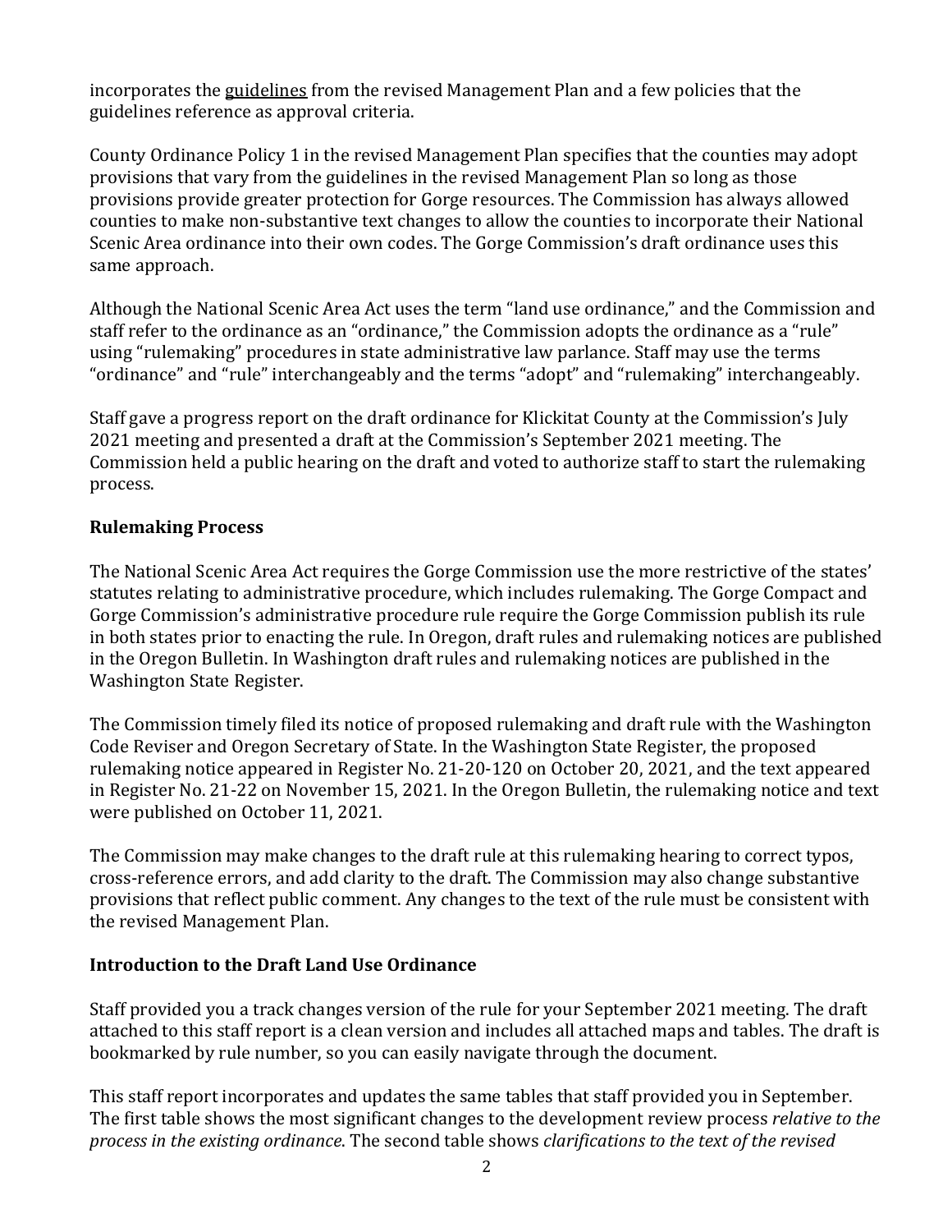incorporates the guidelines from the revised Management Plan and a few policies that the guidelines reference as approval criteria.

County Ordinance Policy 1 in the revised Management Plan specifies that the counties may adopt provisions that vary from the guidelines in the revised Management Plan so long as those provisions provide greater protection for Gorge resources. The Commission has always allowed counties to make non-substantive text changes to allow the counties to incorporate their National Scenic Area ordinance into their own codes. The Gorge Commission's draft ordinance uses this same approach.

Although the National Scenic Area Act uses the term "land use ordinance," and the Commission and staff refer to the ordinance as an "ordinance," the Commission adopts the ordinance as a "rule" using "rulemaking" procedures in state administrative law parlance. Staff may use the terms "ordinance" and "rule" interchangeably and the terms "adopt" and "rulemaking" interchangeably.

Staff gave a progress report on the draft ordinance for Klickitat County at the Commission's July 2021 meeting and presented a draft at the Commission's September 2021 meeting. The Commission held a public hearing on the draft and voted to authorize staff to start the rulemaking process.

## Rulemaking Process

The National Scenic Area Act requires the Gorge Commission use the more restrictive of the states' statutes relating to administrative procedure, which includes rulemaking. The Gorge Compact and Gorge Commission's administrative procedure rule require the Gorge Commission publish its rule in both states prior to enacting the rule. In Oregon, draft rules and rulemaking notices are published in the Oregon Bulletin. In Washington draft rules and rulemaking notices are published in the Washington State Register.

The Commission timely filed its notice of proposed rulemaking and draft rule with the Washington Code Reviser and Oregon Secretary of State. In the Washington State Register, the proposed rulemaking notice appeared in Register No. 21-20-120 on October 20, 2021, and the text appeared in Register No. 21-22 on November 15, 2021. In the Oregon Bulletin, the rulemaking notice and text were published on October 11, 2021.

The Commission may make changes to the draft rule at this rulemaking hearing to correct typos, cross-reference errors, and add clarity to the draft. The Commission may also change substantive provisions that reflect public comment. Any changes to the text of the rule must be consistent with the revised Management Plan.

## Introduction to the Draft Land Use Ordinance

Staff provided you a track changes version of the rule for your September 2021 meeting. The draft attached to this staff report is a clean version and includes all attached maps and tables. The draft is bookmarked by rule number, so you can easily navigate through the document.

This staff report incorporates and updates the same tables that staff provided you in September. The first table shows the most significant changes to the development review process *relative to the process in the existing ordinance*. The second table shows *clarifications to the text of the revised*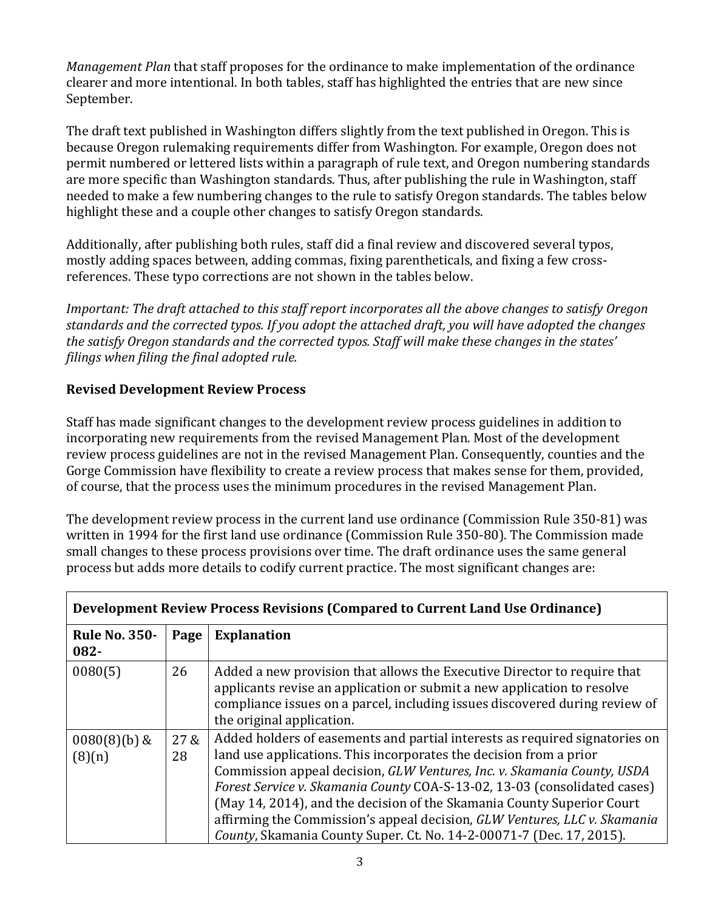*Management Plan* that staff proposes for the ordinance to make implementation of the ordinance clearer and more intentional. In both tables, staff has highlighted the entries that are new since September.

The draft text published in Washington differs slightly from the text published in Oregon. This is because Oregon rulemaking requirements differ from Washington. For example, Oregon does not permit numbered or lettered lists within a paragraph of rule text, and Oregon numbering standards are more specific than Washington standards. Thus, after publishing the rule in Washington, staff needed to make a few numbering changes to the rule to satisfy Oregon standards. The tables below highlight these and a couple other changes to satisfy Oregon standards.

Additionally, after publishing both rules, staff did a final review and discovered several typos, mostly adding spaces between, adding commas, fixing parentheticals, and fixing a few cross-references. These typo corrections are not shown in the tables below.

*Important: The draft attached to this staff report incorporates all the above changes to satisfy Oregon standards and the corrected typos. If you adopt the attached draft, you will have adopted the changes the satisfy Oregon standards and the corrected typos. Staff will make these changes in the states' filings when filing the final adopted rule.*

**Revised Development Review Process**

Staff has made significant changes to the development review process guidelines in addition to incorporating new requirements from the revised Management Plan. Most of the development review process guidelines are not in the revised Management Plan. Consequently, counties and the Gorge Commission have flexibility to create a review process that makes sense for them, provided, of course, that the process uses the minimum procedures in the revised Management Plan.

The development review process in the current land use ordinance (Commission Rule 350-81) was written in 1994 for the first land use ordinance (Commission Rule 350-80). The Commission made small changes to these process provisions over time. The draft ordinance uses the same general process but adds more details to codify current practice. The most significant changes are:

| **Development Review Process Revisions (Compared to Current Land Use Ordinance)** | | |
|---|---|---|
| **Rule No. 350-082-** | **Page** | **Explanation** |
| 0080(5) | 26 | Added a new provision that allows the Executive Director to require that applicants revise an application or submit a new application to resolve compliance issues on a parcel, including issues discovered during review of the original application. |
| 0080(8)(b) & (8)(n) | 27 & 28 | Added holders of easements and partial interests as required signatories on land use applications. This incorporates the decision from a prior Commission appeal decision, *GLW Ventures, Inc. v. Skamania County, USDA Forest Service v. Skamania County* COA-S-13-02, 13-03 (consolidated cases) (May 14, 2014), and the decision of the Skamania County Superior Court affirming the Commission's appeal decision, *GLW Ventures, LLC v. Skamania County*, Skamania County Super. Ct. No. 14-2-00071-7 (Dec. 17, 2015). |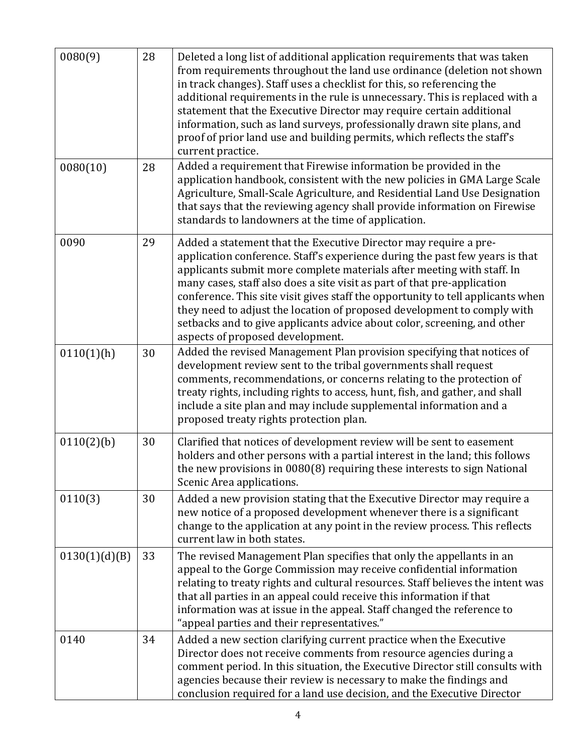| | | |
|---|---|---|
| 0080(9) | 28 | Deleted a long list of additional application requirements that was taken from requirements throughout the land use ordinance (deletion not shown in track changes). Staff uses a checklist for this, so referencing the additional requirements in the rule is unnecessary. This is replaced with a statement that the Executive Director may require certain additional information, such as land surveys, professionally drawn site plans, and proof of prior land use and building permits, which reflects the staff's current practice. |
| 0080(10) | 28 | Added a requirement that Firewise information be provided in the application handbook, consistent with the new policies in GMA Large Scale Agriculture, Small-Scale Agriculture, and Residential Land Use Designation that says that the reviewing agency shall provide information on Firewise standards to landowners at the time of application. |
| 0090 | 29 | Added a statement that the Executive Director may require a pre-application conference. Staff's experience during the past few years is that applicants submit more complete materials after meeting with staff. In many cases, staff also does a site visit as part of that pre-application conference. This site visit gives staff the opportunity to tell applicants when they need to adjust the location of proposed development to comply with setbacks and to give applicants advice about color, screening, and other aspects of proposed development. |
| 0110(1)(h) | 30 | Added the revised Management Plan provision specifying that notices of development review sent to the tribal governments shall request comments, recommendations, or concerns relating to the protection of treaty rights, including rights to access, hunt, fish, and gather, and shall include a site plan and may include supplemental information and a proposed treaty rights protection plan. |
| 0110(2)(b) | 30 | Clarified that notices of development review will be sent to easement holders and other persons with a partial interest in the land; this follows the new provisions in 0080(8) requiring these interests to sign National Scenic Area applications. |
| 0110(3) | 30 | Added a new provision stating that the Executive Director may require a new notice of a proposed development whenever there is a significant change to the application at any point in the review process. This reflects current law in both states. |
| 0130(1)(d)(B) | 33 | The revised Management Plan specifies that only the appellants in an appeal to the Gorge Commission may receive confidential information relating to treaty rights and cultural resources. Staff believes the intent was that all parties in an appeal could receive this information if that information was at issue in the appeal. Staff changed the reference to "appeal parties and their representatives." |
| 0140 | 34 | Added a new section clarifying current practice when the Executive Director does not receive comments from resource agencies during a comment period. In this situation, the Executive Director still consults with agencies because their review is necessary to make the findings and conclusion required for a land use decision, and the Executive Director |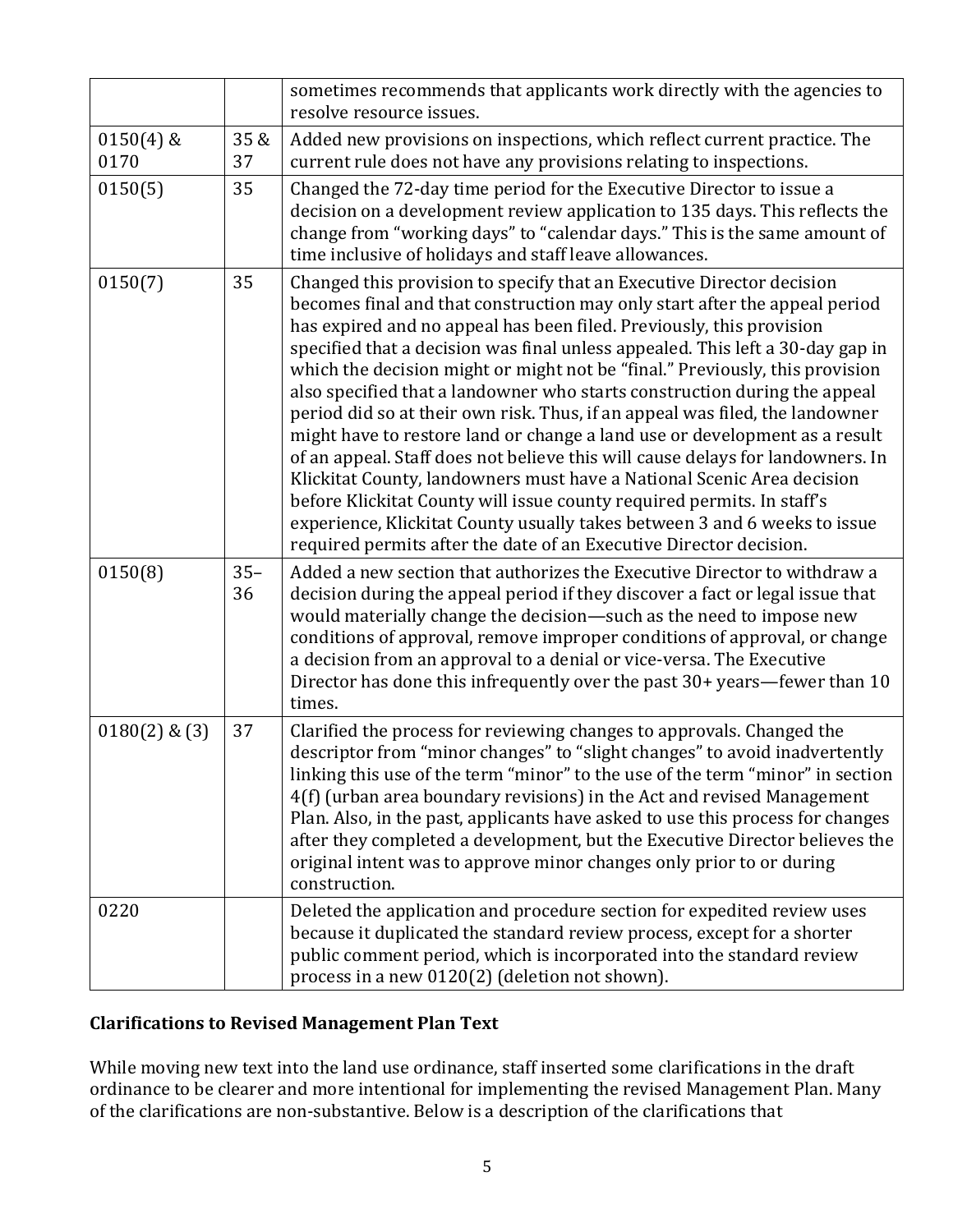| | | |
|---|---|---|
| | | sometimes recommends that applicants work directly with the agencies to resolve resource issues. |
| 0150(4) & 0170 | 35 & 37 | Added new provisions on inspections, which reflect current practice. The current rule does not have any provisions relating to inspections. |
| 0150(5) | 35 | Changed the 72-day time period for the Executive Director to issue a decision on a development review application to 135 days. This reflects the change from "working days" to "calendar days." This is the same amount of time inclusive of holidays and staff leave allowances. |
| 0150(7) | 35 | Changed this provision to specify that an Executive Director decision becomes final and that construction may only start after the appeal period has expired and no appeal has been filed. Previously, this provision specified that a decision was final unless appealed. This left a 30-day gap in which the decision might or might not be "final." Previously, this provision also specified that a landowner who starts construction during the appeal period did so at their own risk. Thus, if an appeal was filed, the landowner might have to restore land or change a land use or development as a result of an appeal. Staff does not believe this will cause delays for landowners. In Klickitat County, landowners must have a National Scenic Area decision before Klickitat County will issue county required permits. In staff's experience, Klickitat County usually takes between 3 and 6 weeks to issue required permits after the date of an Executive Director decision. |
| 0150(8) | 35–36 | Added a new section that authorizes the Executive Director to withdraw a decision during the appeal period if they discover a fact or legal issue that would materially change the decision—such as the need to impose new conditions of approval, remove improper conditions of approval, or change a decision from an approval to a denial or vice-versa. The Executive Director has done this infrequently over the past 30+ years—fewer than 10 times. |
| 0180(2) & (3) | 37 | Clarified the process for reviewing changes to approvals. Changed the descriptor from "minor changes" to "slight changes" to avoid inadvertently linking this use of the term "minor" to the use of the term "minor" in section 4(f) (urban area boundary revisions) in the Act and revised Management Plan. Also, in the past, applicants have asked to use this process for changes after they completed a development, but the Executive Director believes the original intent was to approve minor changes only prior to or during construction. |
| 0220 | | Deleted the application and procedure section for expedited review uses because it duplicated the standard review process, except for a shorter public comment period, which is incorporated into the standard review process in a new 0120(2) (deletion not shown). |

## Clarifications to Revised Management Plan Text

While moving new text into the land use ordinance, staff inserted some clarifications in the draft ordinance to be clearer and more intentional for implementing the revised Management Plan. Many of the clarifications are non-substantive. Below is a description of the clarifications that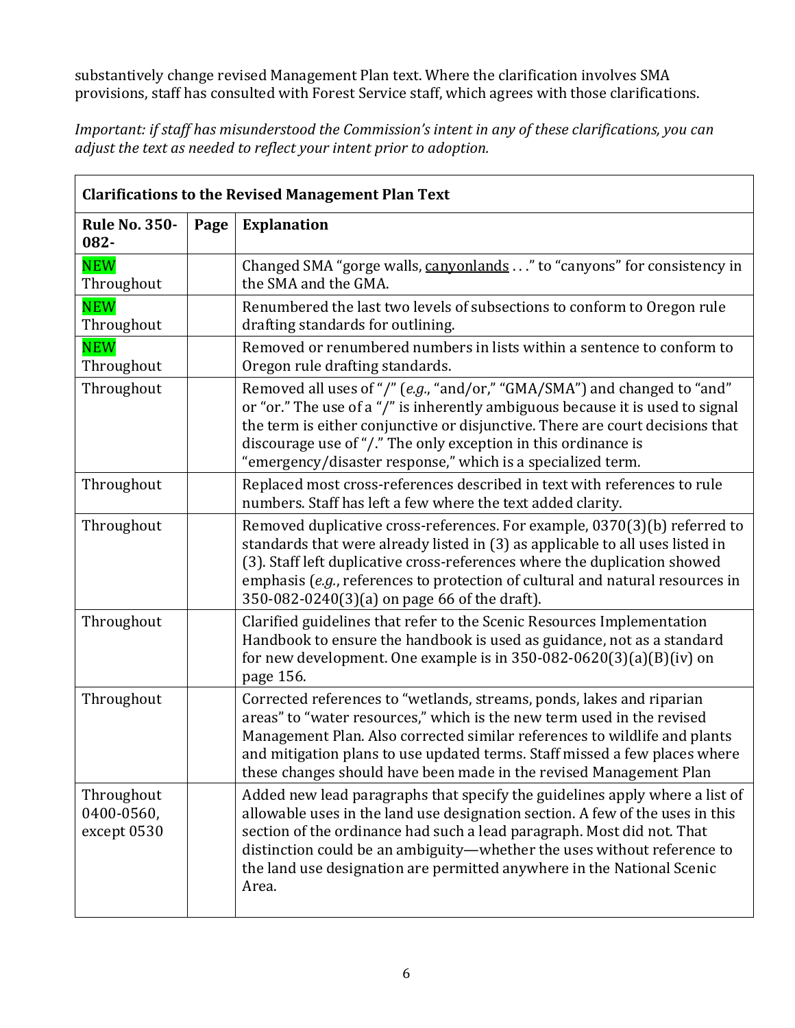substantively change revised Management Plan text. Where the clarification involves SMA provisions, staff has consulted with Forest Service staff, which agrees with those clarifications.

*Important: if staff has misunderstood the Commission's intent in any of these clarifications, you can adjust the text as needed to reflect your intent prior to adoption.*

| **Clarifications to the Revised Management Plan Text** | | |
|---|---|---|
| **Rule No. 350-082-** | **Page** | **Explanation** |
| NEW Throughout | | Changed SMA "gorge walls, canyonlands . . ." to "canyons" for consistency in the SMA and the GMA. |
| NEW Throughout | | Renumbered the last two levels of subsections to conform to Oregon rule drafting standards for outlining. |
| NEW Throughout | | Removed or renumbered numbers in lists within a sentence to conform to Oregon rule drafting standards. |
| Throughout | | Removed all uses of "/" (*e.g.*, "and/or," "GMA/SMA") and changed to "and" or "or." The use of a "/" is inherently ambiguous because it is used to signal the term is either conjunctive or disjunctive. There are court decisions that discourage use of "/." The only exception in this ordinance is "emergency/disaster response," which is a specialized term. |
| Throughout | | Replaced most cross-references described in text with references to rule numbers. Staff has left a few where the text added clarity. |
| Throughout | | Removed duplicative cross-references. For example, 0370(3)(b) referred to standards that were already listed in (3) as applicable to all uses listed in (3). Staff left duplicative cross-references where the duplication showed emphasis (*e.g.*, references to protection of cultural and natural resources in 350-082-0240(3)(a) on page 66 of the draft). |
| Throughout | | Clarified guidelines that refer to the Scenic Resources Implementation Handbook to ensure the handbook is used as guidance, not as a standard for new development. One example is in 350-082-0620(3)(a)(B)(iv) on page 156. |
| Throughout | | Corrected references to "wetlands, streams, ponds, lakes and riparian areas" to "water resources," which is the new term used in the revised Management Plan. Also corrected similar references to wildlife and plants and mitigation plans to use updated terms. Staff missed a few places where these changes should have been made in the revised Management Plan |
| Throughout 0400-0560, except 0530 | | Added new lead paragraphs that specify the guidelines apply where a list of allowable uses in the land use designation section. A few of the uses in this section of the ordinance had such a lead paragraph. Most did not. That distinction could be an ambiguity—whether the uses without reference to the land use designation are permitted anywhere in the National Scenic Area. |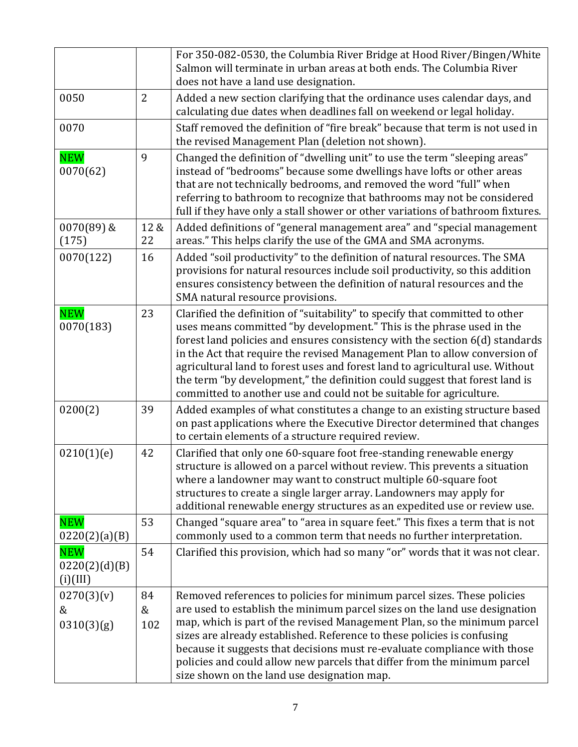| | | |
|---|---|---|
| | | For 350-082-0530, the Columbia River Bridge at Hood River/Bingen/White Salmon will terminate in urban areas at both ends. The Columbia River does not have a land use designation. |
| 0050 | 2 | Added a new section clarifying that the ordinance uses calendar days, and calculating due dates when deadlines fall on weekend or legal holiday. |
| 0070 | | Staff removed the definition of "fire break" because that term is not used in the revised Management Plan (deletion not shown). |
| NEW 0070(62) | 9 | Changed the definition of "dwelling unit" to use the term "sleeping areas" instead of "bedrooms" because some dwellings have lofts or other areas that are not technically bedrooms, and removed the word "full" when referring to bathroom to recognize that bathrooms may not be considered full if they have only a stall shower or other variations of bathroom fixtures. |
| 0070(89) & (175) | 12 & 22 | Added definitions of "general management area" and "special management areas." This helps clarify the use of the GMA and SMA acronyms. |
| 0070(122) | 16 | Added "soil productivity" to the definition of natural resources. The SMA provisions for natural resources include soil productivity, so this addition ensures consistency between the definition of natural resources and the SMA natural resource provisions. |
| NEW 0070(183) | 23 | Clarified the definition of "suitability" to specify that committed to other uses means committed "by development." This is the phrase used in the forest land policies and ensures consistency with the section 6(d) standards in the Act that require the revised Management Plan to allow conversion of agricultural land to forest uses and forest land to agricultural use. Without the term "by development," the definition could suggest that forest land is committed to another use and could not be suitable for agriculture. |
| 0200(2) | 39 | Added examples of what constitutes a change to an existing structure based on past applications where the Executive Director determined that changes to certain elements of a structure required review. |
| 0210(1)(e) | 42 | Clarified that only one 60-square foot free-standing renewable energy structure is allowed on a parcel without review. This prevents a situation where a landowner may want to construct multiple 60-square foot structures to create a single larger array. Landowners may apply for additional renewable energy structures as an expedited use or review use. |
| NEW 0220(2)(a)(B) | 53 | Changed "square area" to "area in square feet." This fixes a term that is not commonly used to a common term that needs no further interpretation. |
| NEW 0220(2)(d)(B)(i)(III) | 54 | Clarified this provision, which had so many "or" words that it was not clear. |
| 0270(3)(v) & 0310(3)(g) | 84 & 102 | Removed references to policies for minimum parcel sizes. These policies are used to establish the minimum parcel sizes on the land use designation map, which is part of the revised Management Plan, so the minimum parcel sizes are already established. Reference to these policies is confusing because it suggests that decisions must re-evaluate compliance with those policies and could allow new parcels that differ from the minimum parcel size shown on the land use designation map. |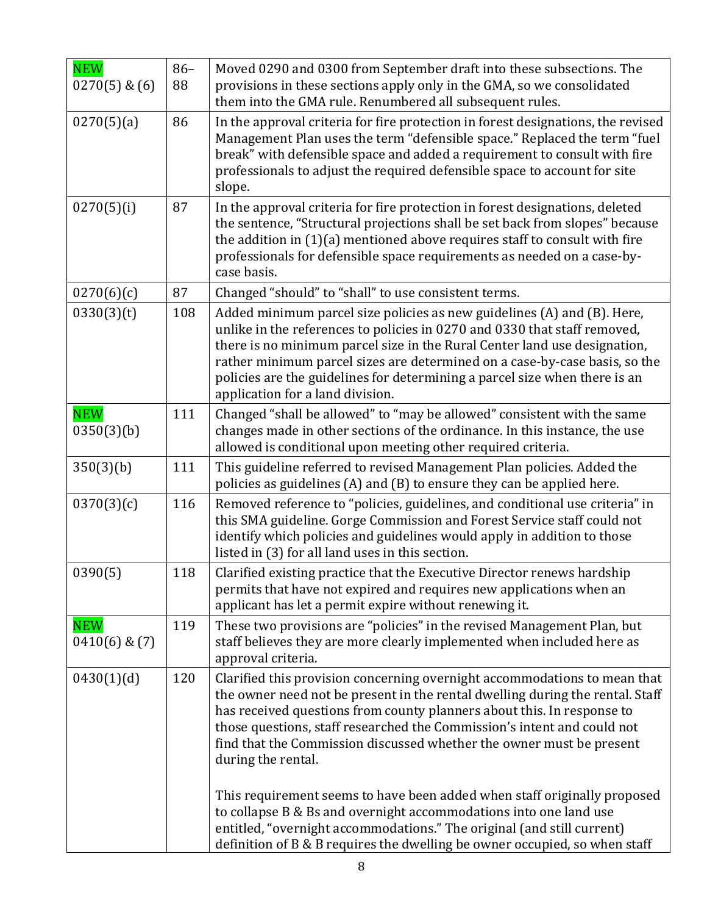| NEW 0270(5) & (6) | 86–88 | Moved 0290 and 0300 from September draft into these subsections. The provisions in these sections apply only in the GMA, so we consolidated them into the GMA rule. Renumbered all subsequent rules. |
|---|---|---|
| 0270(5)(a) | 86 | In the approval criteria for fire protection in forest designations, the revised Management Plan uses the term "defensible space." Replaced the term "fuel break" with defensible space and added a requirement to consult with fire professionals to adjust the required defensible space to account for site slope. |
| 0270(5)(i) | 87 | In the approval criteria for fire protection in forest designations, deleted the sentence, "Structural projections shall be set back from slopes" because the addition in (1)(a) mentioned above requires staff to consult with fire professionals for defensible space requirements as needed on a case-by-case basis. |
| 0270(6)(c) | 87 | Changed "should" to "shall" to use consistent terms. |
| 0330(3)(t) | 108 | Added minimum parcel size policies as new guidelines (A) and (B). Here, unlike in the references to policies in 0270 and 0330 that staff removed, there is no minimum parcel size in the Rural Center land use designation, rather minimum parcel sizes are determined on a case-by-case basis, so the policies are the guidelines for determining a parcel size when there is an application for a land division. |
| NEW 0350(3)(b) | 111 | Changed "shall be allowed" to "may be allowed" consistent with the same changes made in other sections of the ordinance. In this instance, the use allowed is conditional upon meeting other required criteria. |
| 350(3)(b) | 111 | This guideline referred to revised Management Plan policies. Added the policies as guidelines (A) and (B) to ensure they can be applied here. |
| 0370(3)(c) | 116 | Removed reference to "policies, guidelines, and conditional use criteria" in this SMA guideline. Gorge Commission and Forest Service staff could not identify which policies and guidelines would apply in addition to those listed in (3) for all land uses in this section. |
| 0390(5) | 118 | Clarified existing practice that the Executive Director renews hardship permits that have not expired and requires new applications when an applicant has let a permit expire without renewing it. |
| NEW 0410(6) & (7) | 119 | These two provisions are "policies" in the revised Management Plan, but staff believes they are more clearly implemented when included here as approval criteria. |
| 0430(1)(d) | 120 | Clarified this provision concerning overnight accommodations to mean that the owner need not be present in the rental dwelling during the rental. Staff has received questions from county planners about this. In response to those questions, staff researched the Commission's intent and could not find that the Commission discussed whether the owner must be present during the rental.<br><br>This requirement seems to have been added when staff originally proposed to collapse B & Bs and overnight accommodations into one land use entitled, "overnight accommodations." The original (and still current) definition of B & B requires the dwelling be owner occupied, so when staff |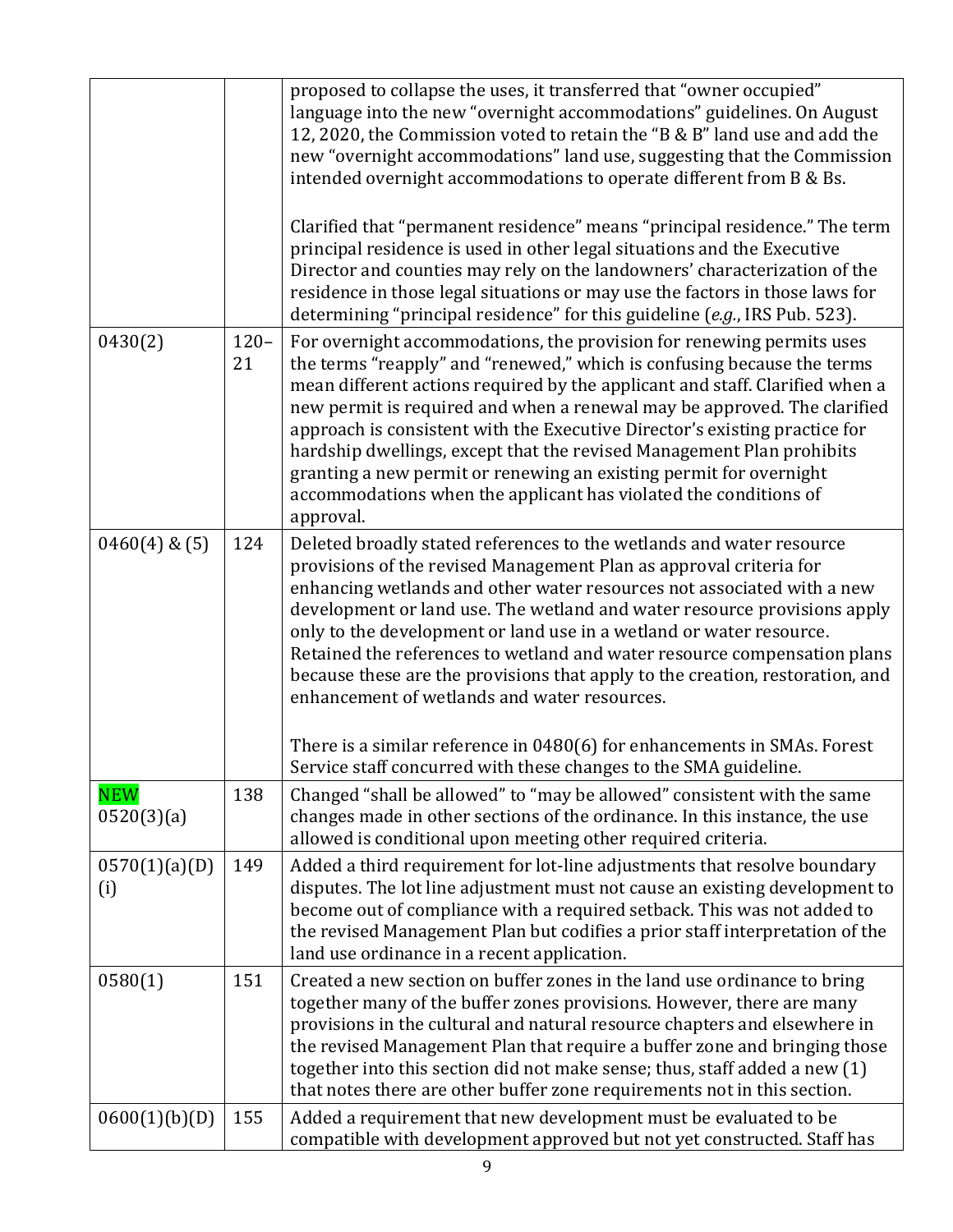| | | |
|---|---|---|
| | | proposed to collapse the uses, it transferred that "owner occupied" language into the new "overnight accommodations" guidelines. On August 12, 2020, the Commission voted to retain the "B & B" land use and add the new "overnight accommodations" land use, suggesting that the Commission intended overnight accommodations to operate different from B & Bs.<br><br>Clarified that "permanent residence" means "principal residence." The term principal residence is used in other legal situations and the Executive Director and counties may rely on the landowners' characterization of the residence in those legal situations or may use the factors in those laws for determining "principal residence" for this guideline (*e.g.*, IRS Pub. 523). |
| 0430(2) | 120–21 | For overnight accommodations, the provision for renewing permits uses the terms "reapply" and "renewed," which is confusing because the terms mean different actions required by the applicant and staff. Clarified when a new permit is required and when a renewal may be approved. The clarified approach is consistent with the Executive Director's existing practice for hardship dwellings, except that the revised Management Plan prohibits granting a new permit or renewing an existing permit for overnight accommodations when the applicant has violated the conditions of approval. |
| 0460(4) & (5) | 124 | Deleted broadly stated references to the wetlands and water resource provisions of the revised Management Plan as approval criteria for enhancing wetlands and other water resources not associated with a new development or land use. The wetland and water resource provisions apply only to the development or land use in a wetland or water resource. Retained the references to wetland and water resource compensation plans because these are the provisions that apply to the creation, restoration, and enhancement of wetlands and water resources.<br><br>There is a similar reference in 0480(6) for enhancements in SMAs. Forest Service staff concurred with these changes to the SMA guideline. |
| NEW 0520(3)(a) | 138 | Changed "shall be allowed" to "may be allowed" consistent with the same changes made in other sections of the ordinance. In this instance, the use allowed is conditional upon meeting other required criteria. |
| 0570(1)(a)(D)(i) | 149 | Added a third requirement for lot-line adjustments that resolve boundary disputes. The lot line adjustment must not cause an existing development to become out of compliance with a required setback. This was not added to the revised Management Plan but codifies a prior staff interpretation of the land use ordinance in a recent application. |
| 0580(1) | 151 | Created a new section on buffer zones in the land use ordinance to bring together many of the buffer zones provisions. However, there are many provisions in the cultural and natural resource chapters and elsewhere in the revised Management Plan that require a buffer zone and bringing those together into this section did not make sense; thus, staff added a new (1) that notes there are other buffer zone requirements not in this section. |
| 0600(1)(b)(D) | 155 | Added a requirement that new development must be evaluated to be compatible with development approved but not yet constructed. Staff has |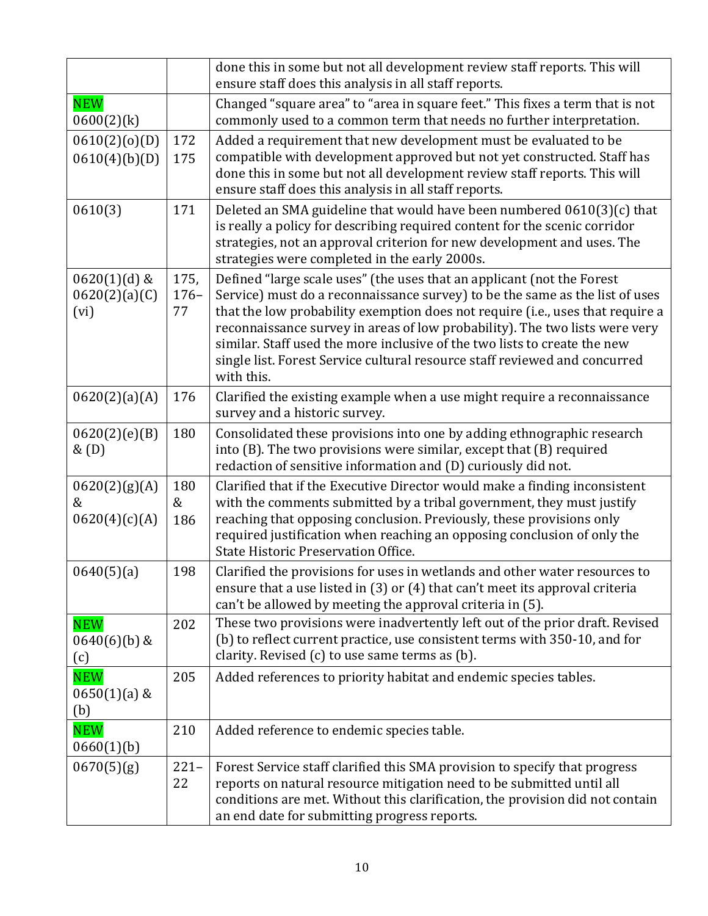| | | |
|---|---|---|
| | | done this in some but not all development review staff reports. This will ensure staff does this analysis in all staff reports. |
| NEW 0600(2)(k) | | Changed "square area" to "area in square feet." This fixes a term that is not commonly used to a common term that needs no further interpretation. |
| 0610(2)(o)(D) 0610(4)(b)(D) | 172 175 | Added a requirement that new development must be evaluated to be compatible with development approved but not yet constructed. Staff has done this in some but not all development review staff reports. This will ensure staff does this analysis in all staff reports. |
| 0610(3) | 171 | Deleted an SMA guideline that would have been numbered 0610(3)(c) that is really a policy for describing required content for the scenic corridor strategies, not an approval criterion for new development and uses. The strategies were completed in the early 2000s. |
| 0620(1)(d) & 0620(2)(a)(C)(vi) | 175, 176–77 | Defined "large scale uses" (the uses that an applicant (not the Forest Service) must do a reconnaissance survey) to be the same as the list of uses that the low probability exemption does not require (i.e., uses that require a reconnaissance survey in areas of low probability). The two lists were very similar. Staff used the more inclusive of the two lists to create the new single list. Forest Service cultural resource staff reviewed and concurred with this. |
| 0620(2)(a)(A) | 176 | Clarified the existing example when a use might require a reconnaissance survey and a historic survey. |
| 0620(2)(e)(B) & (D) | 180 | Consolidated these provisions into one by adding ethnographic research into (B). The two provisions were similar, except that (B) required redaction of sensitive information and (D) curiously did not. |
| 0620(2)(g)(A) & 0620(4)(c)(A) | 180 & 186 | Clarified that if the Executive Director would make a finding inconsistent with the comments submitted by a tribal government, they must justify reaching that opposing conclusion. Previously, these provisions only required justification when reaching an opposing conclusion of only the State Historic Preservation Office. |
| 0640(5)(a) | 198 | Clarified the provisions for uses in wetlands and other water resources to ensure that a use listed in (3) or (4) that can't meet its approval criteria can't be allowed by meeting the approval criteria in (5). |
| NEW 0640(6)(b) & (c) | 202 | These two provisions were inadvertently left out of the prior draft. Revised (b) to reflect current practice, use consistent terms with 350-10, and for clarity. Revised (c) to use same terms as (b). |
| NEW 0650(1)(a) & (b) | 205 | Added references to priority habitat and endemic species tables. |
| NEW 0660(1)(b) | 210 | Added reference to endemic species table. |
| 0670(5)(g) | 221–22 | Forest Service staff clarified this SMA provision to specify that progress reports on natural resource mitigation need to be submitted until all conditions are met. Without this clarification, the provision did not contain an end date for submitting progress reports. |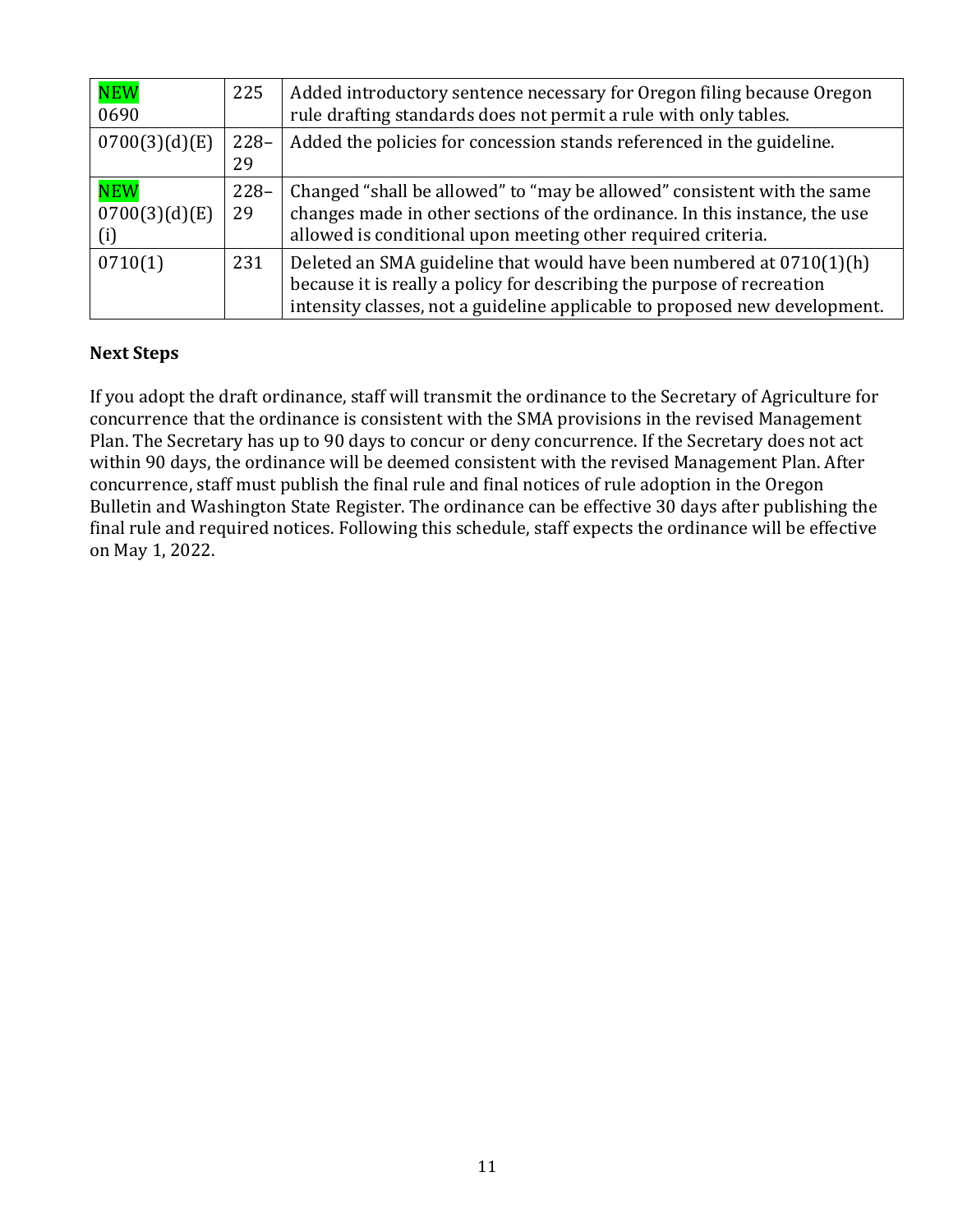| | | |
|---|---|---|
| NEW 0690 | 225 | Added introductory sentence necessary for Oregon filing because Oregon rule drafting standards does not permit a rule with only tables. |
| 0700(3)(d)(E) | 228–29 | Added the policies for concession stands referenced in the guideline. |
| NEW 0700(3)(d)(E)(i) | 228–29 | Changed "shall be allowed" to "may be allowed" consistent with the same changes made in other sections of the ordinance. In this instance, the use allowed is conditional upon meeting other required criteria. |
| 0710(1) | 231 | Deleted an SMA guideline that would have been numbered at 0710(1)(h) because it is really a policy for describing the purpose of recreation intensity classes, not a guideline applicable to proposed new development. |

**Next Steps**

If you adopt the draft ordinance, staff will transmit the ordinance to the Secretary of Agriculture for concurrence that the ordinance is consistent with the SMA provisions in the revised Management Plan. The Secretary has up to 90 days to concur or deny concurrence. If the Secretary does not act within 90 days, the ordinance will be deemed consistent with the revised Management Plan. After concurrence, staff must publish the final rule and final notices of rule adoption in the Oregon Bulletin and Washington State Register. The ordinance can be effective 30 days after publishing the final rule and required notices. Following this schedule, staff expects the ordinance will be effective on May 1, 2022.